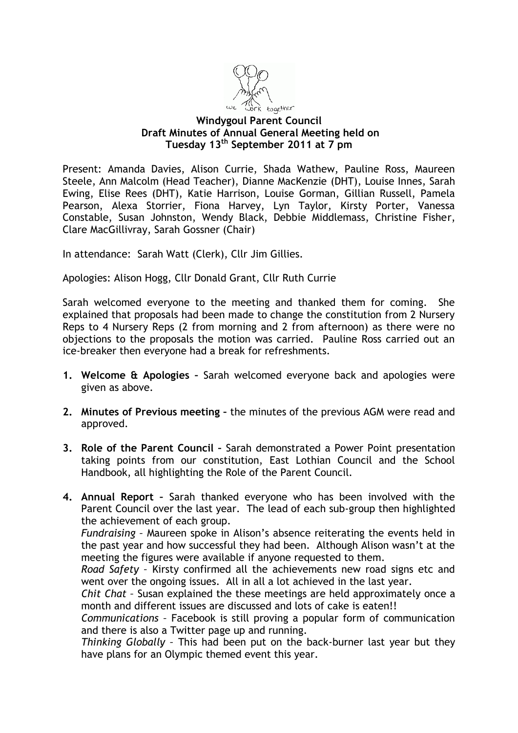**Windygoul Parent Council**
**Draft Minutes of Annual General Meeting held on**
**Tuesday 13th September 2011 at 7 pm**

Present: Amanda Davies, Alison Currie, Shada Wathew, Pauline Ross, Maureen Steele, Ann Malcolm (Head Teacher), Dianne MacKenzie (DHT), Louise Innes, Sarah Ewing, Elise Rees (DHT), Katie Harrison, Louise Gorman, Gillian Russell, Pamela Pearson, Alexa Storrier, Fiona Harvey, Lyn Taylor, Kirsty Porter, Vanessa Constable, Susan Johnston, Wendy Black, Debbie Middlemass, Christine Fisher, Clare MacGillivray, Sarah Gossner (Chair)

In attendance: Sarah Watt (Clerk), Cllr Jim Gillies.

Apologies: Alison Hogg, Cllr Donald Grant, Cllr Ruth Currie

Sarah welcomed everyone to the meeting and thanked them for coming. She explained that proposals had been made to change the constitution from 2 Nursery Reps to 4 Nursery Reps (2 from morning and 2 from afternoon) as there were no objections to the proposals the motion was carried. Pauline Ross carried out an ice-breaker then everyone had a break for refreshments.

1. **Welcome & Apologies –** Sarah welcomed everyone back and apologies were given as above.

2. **Minutes of Previous meeting –** the minutes of the previous AGM were read and approved.

3. **Role of the Parent Council –** Sarah demonstrated a Power Point presentation taking points from our constitution, East Lothian Council and the School Handbook, all highlighting the Role of the Parent Council.

4. **Annual Report –** Sarah thanked everyone who has been involved with the Parent Council over the last year. The lead of each sub-group then highlighted the achievement of each group.
   *Fundraising* – Maureen spoke in Alison's absence reiterating the events held in the past year and how successful they had been. Although Alison wasn't at the meeting the figures were available if anyone requested to them.
   *Road Safety* – Kirsty confirmed all the achievements new road signs etc and went over the ongoing issues. All in all a lot achieved in the last year.
   *Chit Chat* – Susan explained the these meetings are held approximately once a month and different issues are discussed and lots of cake is eaten!!
   *Communications* – Facebook is still proving a popular form of communication and there is also a Twitter page up and running.
   *Thinking Globally* – This had been put on the back-burner last year but they have plans for an Olympic themed event this year.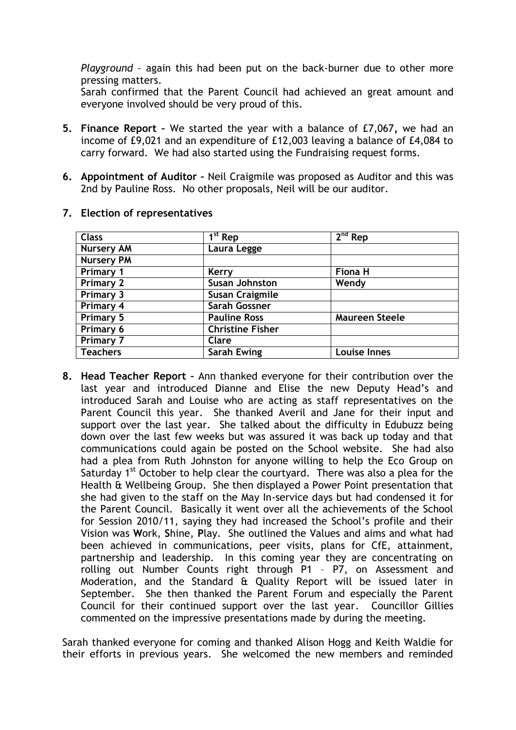*Playground* – again this had been put on the back-burner due to other more pressing matters.

Sarah confirmed that the Parent Council had achieved an great amount and everyone involved should be very proud of this.

5. **Finance Report** – We started the year with a balance of £7,067**,** we had an income of £9,021 and an expenditure of £12,003 leaving a balance of £4,084 to carry forward. We had also started using the Fundraising request forms.

6. **Appointment of Auditor** – Neil Craigmile was proposed as Auditor and this was 2nd by Pauline Ross. No other proposals, Neil will be our auditor.

7. **Election of representatives**

| **Class** | **1st Rep** | **2nd Rep** |
|---|---|---|
| **Nursery AM** | **Laura Legge** | |
| **Nursery PM** | | |
| **Primary 1** | **Kerry** | **Fiona H** |
| **Primary 2** | **Susan Johnston** | **Wendy** |
| **Primary 3** | **Susan Craigmile** | |
| **Primary 4** | **Sarah Gossner** | |
| **Primary 5** | **Pauline Ross** | **Maureen Steele** |
| **Primary 6** | **Christine Fisher** | |
| **Primary 7** | **Clare** | |
| **Teachers** | **Sarah Ewing** | **Louise Innes** |

8. **Head Teacher Report** – Ann thanked everyone for their contribution over the last year and introduced Dianne and Elise the new Deputy Head's and introduced Sarah and Louise who are acting as staff representatives on the Parent Council this year. She thanked Averil and Jane for their input and support over the last year. She talked about the difficulty in Edubuzz being down over the last few weeks but was assured it was back up today and that communications could again be posted on the School website. She had also had a plea from Ruth Johnston for anyone willing to help the Eco Group on Saturday 1st October to help clear the courtyard. There was also a plea for the Health & Wellbeing Group. She then displayed a Power Point presentation that she had given to the staff on the May In-service days but had condensed it for the Parent Council. Basically it went over all the achievements of the School for Session 2010/11, saying they had increased the School's profile and their Vision was **W**ork, **S**hine, **P**lay. She outlined the Values and aims and what had been achieved in communications, peer visits, plans for CfE, attainment, partnership and leadership. In this coming year they are concentrating on rolling out Number Counts right through P1 – P7, on Assessment and Moderation, and the Standard & Quality Report will be issued later in September. She then thanked the Parent Forum and especially the Parent Council for their continued support over the last year. Councillor Gillies commented on the impressive presentations made by during the meeting.

Sarah thanked everyone for coming and thanked Alison Hogg and Keith Waldie for their efforts in previous years. She welcomed the new members and reminded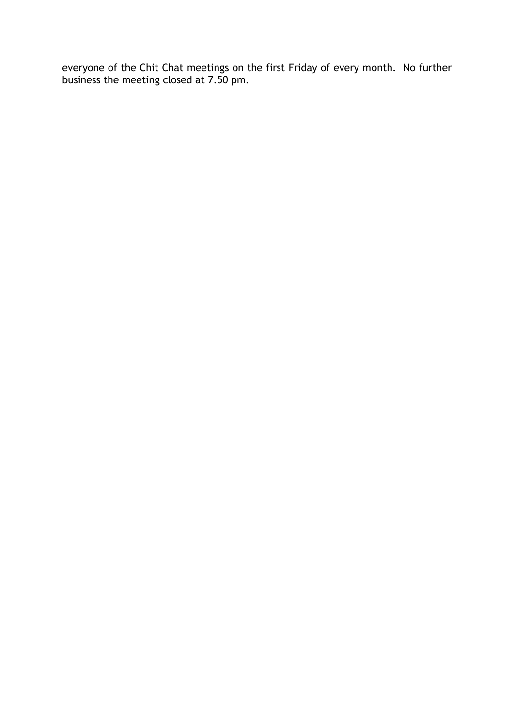everyone of the Chit Chat meetings on the first Friday of every month. No further business the meeting closed at 7.50 pm.